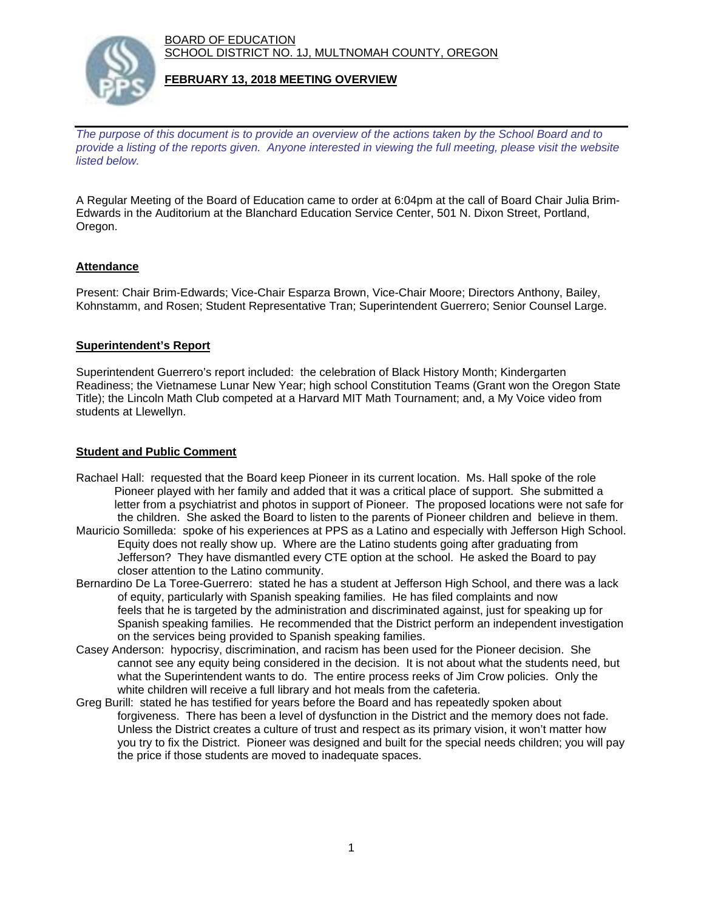BOARD OF EDUCATION
SCHOOL DISTRICT NO. 1J, MULTNOMAH COUNTY, OREGON

**FEBRUARY 13, 2018 MEETING OVERVIEW**

*The purpose of this document is to provide an overview of the actions taken by the School Board and to provide a listing of the reports given. Anyone interested in viewing the full meeting, please visit the website listed below.*

A Regular Meeting of the Board of Education came to order at 6:04pm at the call of Board Chair Julia Brim-Edwards in the Auditorium at the Blanchard Education Service Center, 501 N. Dixon Street, Portland, Oregon.

## Attendance

Present: Chair Brim-Edwards; Vice-Chair Esparza Brown, Vice-Chair Moore; Directors Anthony, Bailey, Kohnstamm, and Rosen; Student Representative Tran; Superintendent Guerrero; Senior Counsel Large.

## Superintendent's Report

Superintendent Guerrero's report included: the celebration of Black History Month; Kindergarten Readiness; the Vietnamese Lunar New Year; high school Constitution Teams (Grant won the Oregon State Title); the Lincoln Math Club competed at a Harvard MIT Math Tournament; and, a My Voice video from students at Llewellyn.

## Student and Public Comment

Rachael Hall: requested that the Board keep Pioneer in its current location. Ms. Hall spoke of the role Pioneer played with her family and added that it was a critical place of support. She submitted a letter from a psychiatrist and photos in support of Pioneer. The proposed locations were not safe for the children. She asked the Board to listen to the parents of Pioneer children and believe in them.

Mauricio Somilleda: spoke of his experiences at PPS as a Latino and especially with Jefferson High School. Equity does not really show up. Where are the Latino students going after graduating from Jefferson? They have dismantled every CTE option at the school. He asked the Board to pay closer attention to the Latino community.

Bernardino De La Toree-Guerrero: stated he has a student at Jefferson High School, and there was a lack of equity, particularly with Spanish speaking families. He has filed complaints and now feels that he is targeted by the administration and discriminated against, just for speaking up for Spanish speaking families. He recommended that the District perform an independent investigation on the services being provided to Spanish speaking families.

Casey Anderson: hypocrisy, discrimination, and racism has been used for the Pioneer decision. She cannot see any equity being considered in the decision. It is not about what the students need, but what the Superintendent wants to do. The entire process reeks of Jim Crow policies. Only the white children will receive a full library and hot meals from the cafeteria.

Greg Burill: stated he has testified for years before the Board and has repeatedly spoken about forgiveness. There has been a level of dysfunction in the District and the memory does not fade. Unless the District creates a culture of trust and respect as its primary vision, it won't matter how you try to fix the District. Pioneer was designed and built for the special needs children; you will pay the price if those students are moved to inadequate spaces.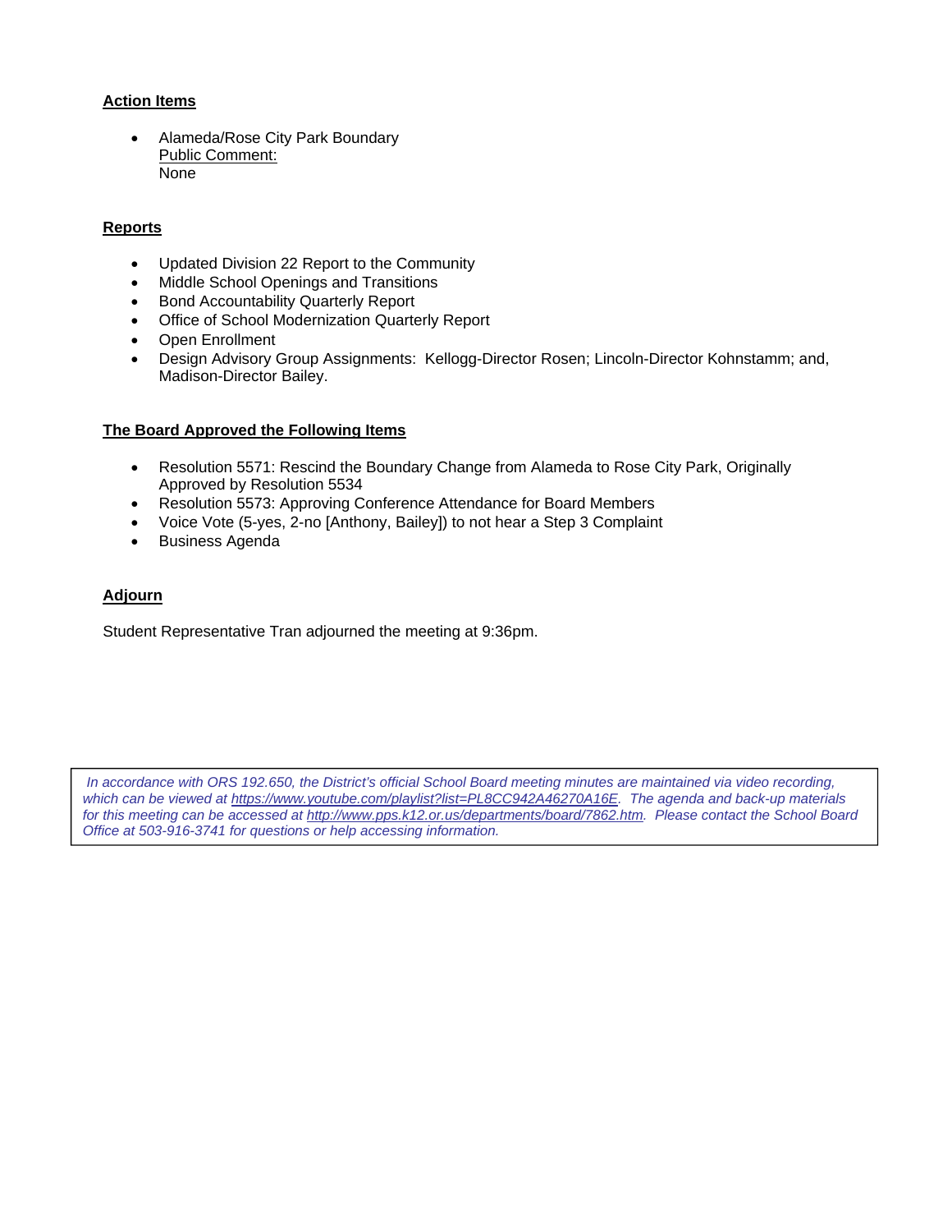**Action Items**

- Alameda/Rose City Park Boundary
  Public Comment:
  None

**Reports**

- Updated Division 22 Report to the Community
- Middle School Openings and Transitions
- Bond Accountability Quarterly Report
- Office of School Modernization Quarterly Report
- Open Enrollment
- Design Advisory Group Assignments: Kellogg-Director Rosen; Lincoln-Director Kohnstamm; and, Madison-Director Bailey.

**The Board Approved the Following Items**

- Resolution 5571: Rescind the Boundary Change from Alameda to Rose City Park, Originally Approved by Resolution 5534
- Resolution 5573: Approving Conference Attendance for Board Members
- Voice Vote (5-yes, 2-no [Anthony, Bailey]) to not hear a Step 3 Complaint
- Business Agenda

**Adjourn**

Student Representative Tran adjourned the meeting at 9:36pm.

*In accordance with ORS 192.650, the District's official School Board meeting minutes are maintained via video recording, which can be viewed at https://www.youtube.com/playlist?list=PL8CC942A46270A16E. The agenda and back-up materials for this meeting can be accessed at http://www.pps.k12.or.us/departments/board/7862.htm. Please contact the School Board Office at 503-916-3741 for questions or help accessing information.*